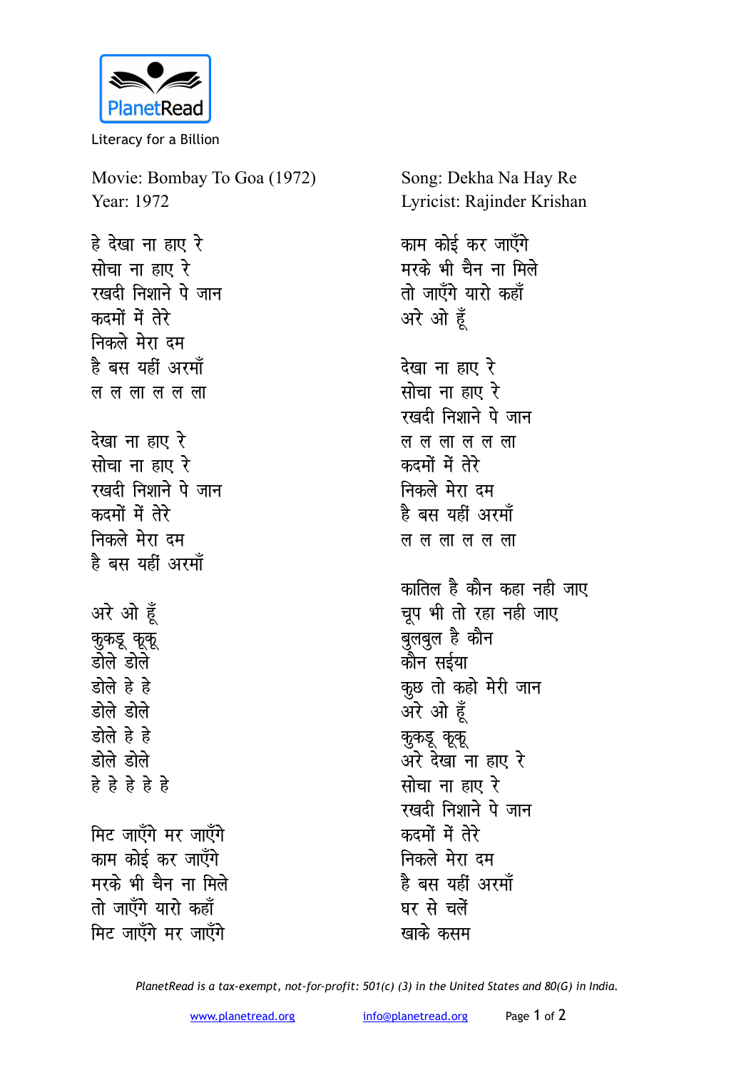PlanetRead

Literacy for a Billion

Movie: Bombay To Goa (1972)
Year: 1972

Song: Dekha Na Hay Re
Lyricist: Rajinder Krishan

हे देखा ना हाए रे
सोचा ना हाए रे
रखदी निशाने पे जान
कदमों में तेरे
निकले मेरा दम
है बस यहीं अरमाँ
ल ल ला ल ल ला

देखा ना हाए रे
सोचा ना हाए रे
रखदी निशाने पे जान
कदमों में तेरे
निकले मेरा दम
है बस यहीं अरमाँ

अरे ओ हूँ
कुकडू कूकू
डोले डोले
डोले हे हे
डोले डोले
डोले हे हे
डोले डोले
हे हे हे हे हे

मिट जाएँगे मर जाएँगे
काम कोई कर जाएँगे
मरके भी चैन ना मिले
तो जाएँगे यारो कहाँ
मिट जाएँगे मर जाएँगे
काम कोई कर जाएँगे
मरके भी चैन ना मिले
तो जाएँगे यारो कहाँ
अरे ओ हूँ

देखा ना हाए रे
सोचा ना हाए रे
रखदी निशाने पे जान
ल ल ला ल ल ला
कदमों में तेरे
निकले मेरा दम
है बस यहीं अरमाँ
ल ल ला ल ल ला

कातिल है कौन कहा नही जाए
चूप भी तो रहा नही जाए
बुलबुल है कौन
कौन सईया
कुछ तो कहो मेरी जान
अरे ओ हूँ
कुकडू कूकू
अरे देखा ना हाए रे
सोचा ना हाए रे
रखदी निशाने पे जान
कदमों में तेरे
निकले मेरा दम
है बस यहीं अरमाँ
घर से चलें
खाके कसम

*PlanetRead is a tax-exempt, not-for-profit: 501(c) (3) in the United States and 80(G) in India.*

www.planetread.org info@planetread.org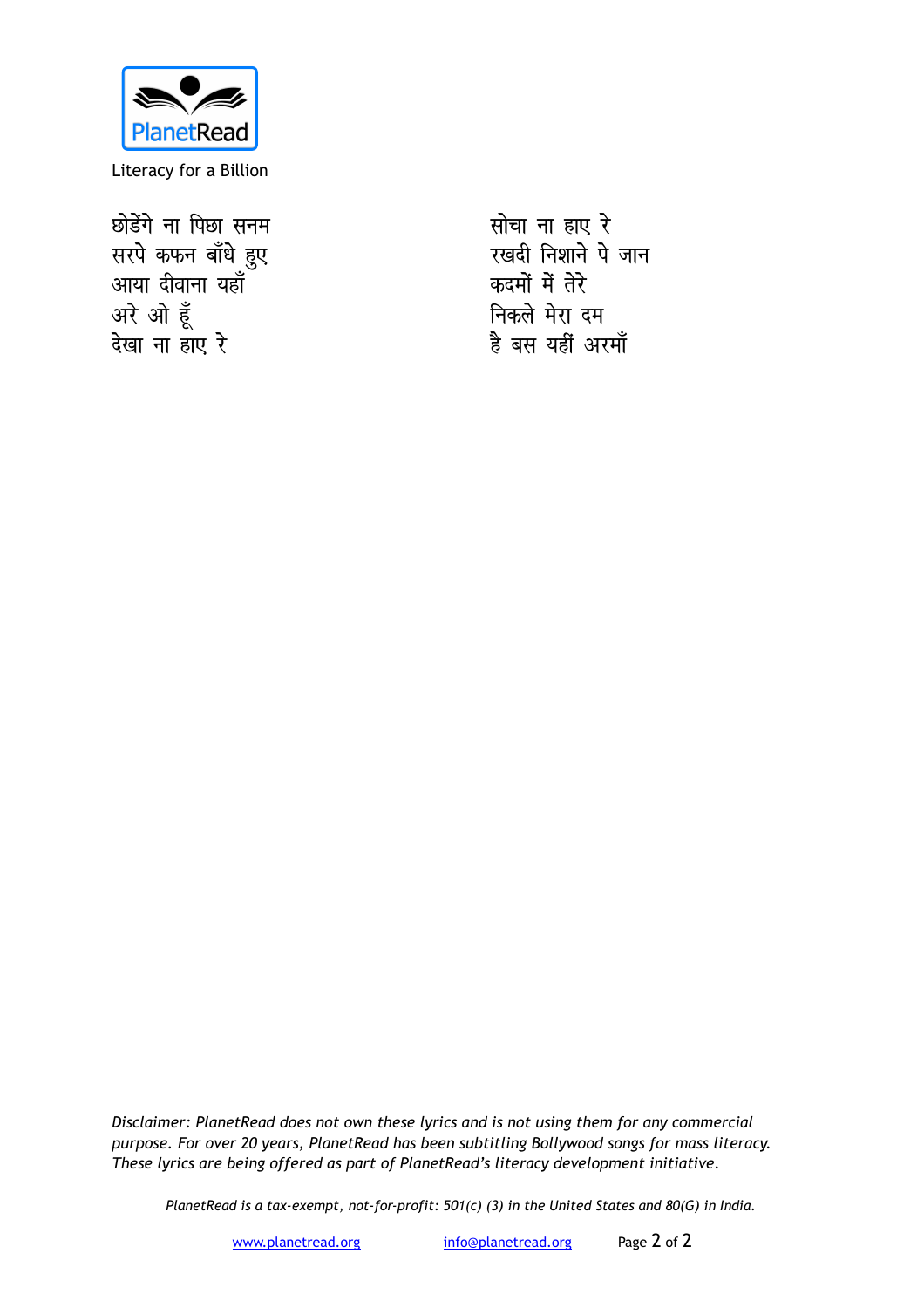छोडेंगे ना पिछा सनम
सरपे कफन बाँधे हुए
आया दीवाना यहाँ
अरे ओ हूँ
देखा ना हाए रे

सोचा ना हाए रे
रखदी निशाने पे जान
कदमों में तेरे
निकले मेरा दम
है बस यहीं अरमाँ

*Disclaimer: PlanetRead does not own these lyrics and is not using them for any commercial purpose. For over 20 years, PlanetRead has been subtitling Bollywood songs for mass literacy. These lyrics are being offered as part of PlanetRead's literacy development initiative.*

*PlanetRead is a tax-exempt, not-for-profit: 501(c) (3) in the United States and 80(G) in India.*

www.planetread.org info@planetread.org